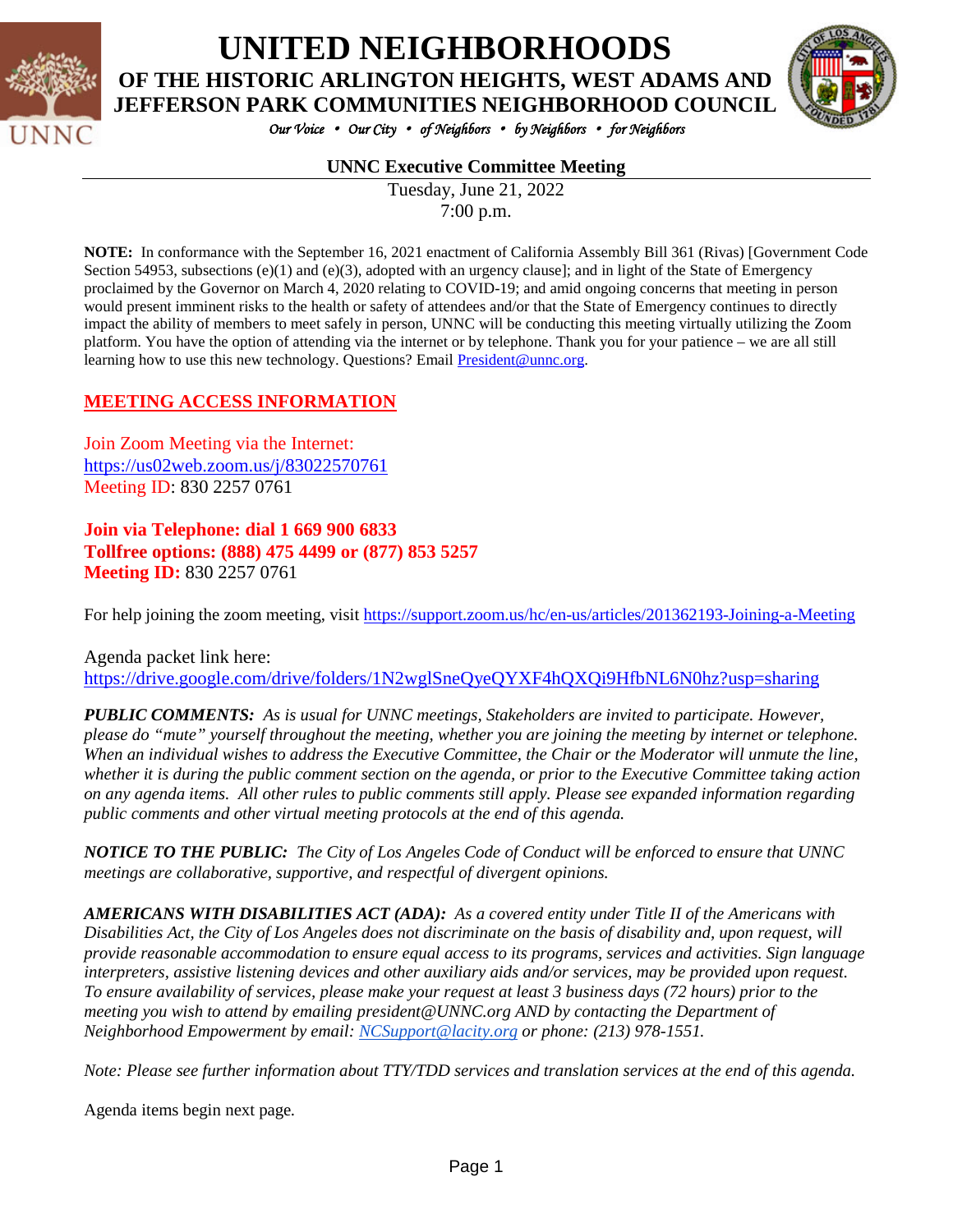# UNITED NEIGHBORHOODS

## OF THE HISTORIC ARLINGTON HEIGHTS, WEST ADAMS AND JEFFERSON PARK COMMUNITIES NEIGHBORHOOD COUNCIL

*Our Voice • Our City • of Neighbors • by Neighbors • for Neighbors*

**UNNC Executive Committee Meeting**

Tuesday, June 21, 2022
7:00 p.m.

**NOTE:** In conformance with the September 16, 2021 enactment of California Assembly Bill 361 (Rivas) [Government Code Section 54953, subsections (e)(1) and (e)(3), adopted with an urgency clause]; and in light of the State of Emergency proclaimed by the Governor on March 4, 2020 relating to COVID-19; and amid ongoing concerns that meeting in person would present imminent risks to the health or safety of attendees and/or that the State of Emergency continues to directly impact the ability of members to meet safely in person, UNNC will be conducting this meeting virtually utilizing the Zoom platform. You have the option of attending via the internet or by telephone. Thank you for your patience – we are all still learning how to use this new technology. Questions? Email President@unnc.org.

## MEETING ACCESS INFORMATION

Join Zoom Meeting via the Internet:
https://us02web.zoom.us/j/83022570761
Meeting ID: 830 2257 0761

**Join via Telephone: dial 1 669 900 6833**
**Tollfree options: (888) 475 4499 or (877) 853 5257**
**Meeting ID:** 830 2257 0761

For help joining the zoom meeting, visit https://support.zoom.us/hc/en-us/articles/201362193-Joining-a-Meeting

Agenda packet link here:
https://drive.google.com/drive/folders/1N2wglSneQyeQYXF4hQXQi9HfbNL6N0hz?usp=sharing

***PUBLIC COMMENTS:*** *As is usual for UNNC meetings, Stakeholders are invited to participate. However, please do "mute" yourself throughout the meeting, whether you are joining the meeting by internet or telephone. When an individual wishes to address the Executive Committee, the Chair or the Moderator will unmute the line, whether it is during the public comment section on the agenda, or prior to the Executive Committee taking action on any agenda items. All other rules to public comments still apply. Please see expanded information regarding public comments and other virtual meeting protocols at the end of this agenda.*

***NOTICE TO THE PUBLIC:*** *The City of Los Angeles Code of Conduct will be enforced to ensure that UNNC meetings are collaborative, supportive, and respectful of divergent opinions.*

***AMERICANS WITH DISABILITIES ACT (ADA):*** *As a covered entity under Title II of the Americans with Disabilities Act, the City of Los Angeles does not discriminate on the basis of disability and, upon request, will provide reasonable accommodation to ensure equal access to its programs, services and activities. Sign language interpreters, assistive listening devices and other auxiliary aids and/or services, may be provided upon request. To ensure availability of services, please make your request at least 3 business days (72 hours) prior to the meeting you wish to attend by emailing president@UNNC.org AND by contacting the Department of Neighborhood Empowerment by email: NCSupport@lacity.org or phone: (213) 978-1551.*

*Note: Please see further information about TTY/TDD services and translation services at the end of this agenda.*

Agenda items begin next page.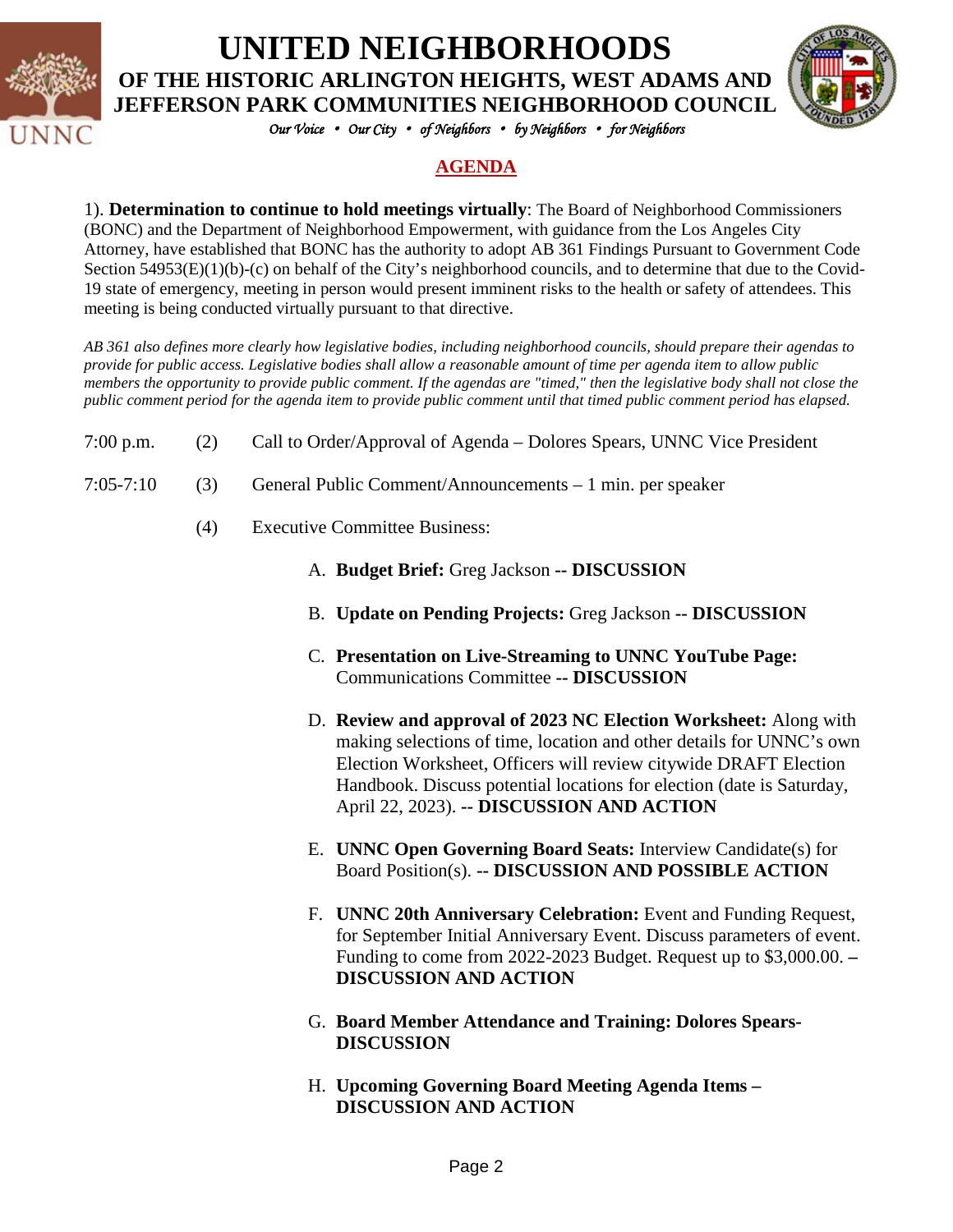# UNITED NEIGHBORHOODS

## OF THE HISTORIC ARLINGTON HEIGHTS, WEST ADAMS AND JEFFERSON PARK COMMUNITIES NEIGHBORHOOD COUNCIL

*Our Voice • Our City • of Neighbors • by Neighbors • for Neighbors*

## AGENDA

1). **Determination to continue to hold meetings virtually**: The Board of Neighborhood Commissioners (BONC) and the Department of Neighborhood Empowerment, with guidance from the Los Angeles City Attorney, have established that BONC has the authority to adopt AB 361 Findings Pursuant to Government Code Section 54953(E)(1)(b)-(c) on behalf of the City's neighborhood councils, and to determine that due to the Covid-19 state of emergency, meeting in person would present imminent risks to the health or safety of attendees. This meeting is being conducted virtually pursuant to that directive.

*AB 361 also defines more clearly how legislative bodies, including neighborhood councils, should prepare their agendas to provide for public access. Legislative bodies shall allow a reasonable amount of time per agenda item to allow public members the opportunity to provide public comment. If the agendas are "timed," then the legislative body shall not close the public comment period for the agenda item to provide public comment until that timed public comment period has elapsed.*

7:00 p.m. (2) Call to Order/Approval of Agenda – Dolores Spears, UNNC Vice President

7:05-7:10 (3) General Public Comment/Announcements – 1 min. per speaker

(4) Executive Committee Business:

A. **Budget Brief:** Greg Jackson **-- DISCUSSION**

B. **Update on Pending Projects:** Greg Jackson **-- DISCUSSION**

C. **Presentation on Live-Streaming to UNNC YouTube Page:** Communications Committee **-- DISCUSSION**

D. **Review and approval of 2023 NC Election Worksheet:** Along with making selections of time, location and other details for UNNC's own Election Worksheet, Officers will review citywide DRAFT Election Handbook. Discuss potential locations for election (date is Saturday, April 22, 2023). -- **DISCUSSION AND ACTION**

E. **UNNC Open Governing Board Seats:** Interview Candidate(s) for Board Position(s). -- **DISCUSSION AND POSSIBLE ACTION**

F. **UNNC 20th Anniversary Celebration:** Event and Funding Request, for September Initial Anniversary Event. Discuss parameters of event. Funding to come from 2022-2023 Budget. Request up to $3,000.00. **– DISCUSSION AND ACTION**

G. **Board Member Attendance and Training: Dolores Spears- DISCUSSION**

H. **Upcoming Governing Board Meeting Agenda Items – DISCUSSION AND ACTION**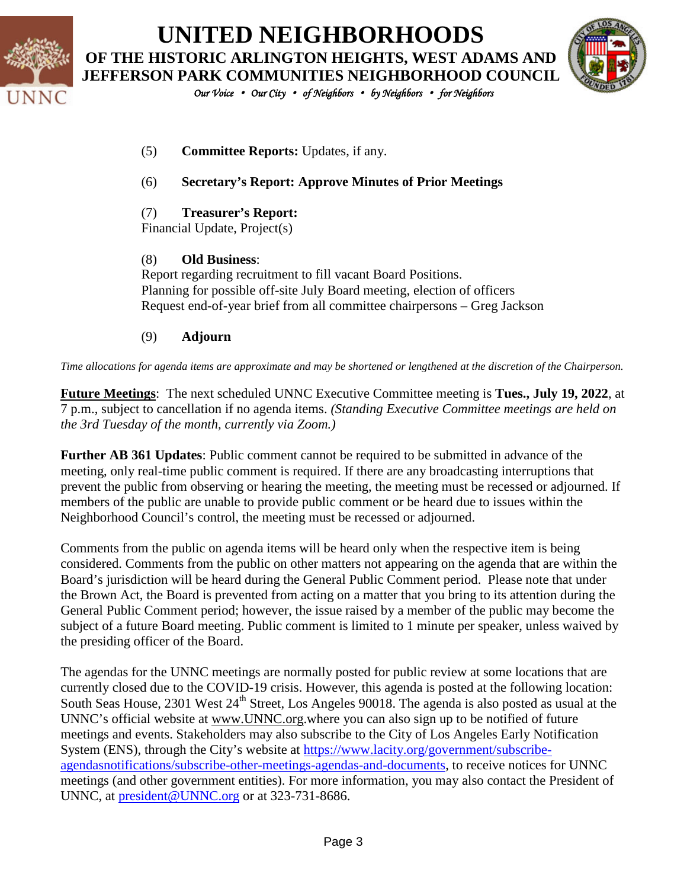(5) **Committee Reports:** Updates, if any.

(6) **Secretary's Report: Approve Minutes of Prior Meetings**

(7) **Treasurer's Report:**
Financial Update, Project(s)

(8) **Old Business**:
Report regarding recruitment to fill vacant Board Positions.
Planning for possible off-site July Board meeting, election of officers
Request end-of-year brief from all committee chairpersons – Greg Jackson

(9) **Adjourn**

*Time allocations for agenda items are approximate and may be shortened or lengthened at the discretion of the Chairperson.*

**Future Meetings**: The next scheduled UNNC Executive Committee meeting is **Tues., July 19, 2022**, at 7 p.m., subject to cancellation if no agenda items. *(Standing Executive Committee meetings are held on the 3rd Tuesday of the month, currently via Zoom.)*

**Further AB 361 Updates**: Public comment cannot be required to be submitted in advance of the meeting, only real-time public comment is required. If there are any broadcasting interruptions that prevent the public from observing or hearing the meeting, the meeting must be recessed or adjourned. If members of the public are unable to provide public comment or be heard due to issues within the Neighborhood Council's control, the meeting must be recessed or adjourned.

Comments from the public on agenda items will be heard only when the respective item is being considered. Comments from the public on other matters not appearing on the agenda that are within the Board's jurisdiction will be heard during the General Public Comment period. Please note that under the Brown Act, the Board is prevented from acting on a matter that you bring to its attention during the General Public Comment period; however, the issue raised by a member of the public may become the subject of a future Board meeting. Public comment is limited to 1 minute per speaker, unless waived by the presiding officer of the Board.

The agendas for the UNNC meetings are normally posted for public review at some locations that are currently closed due to the COVID-19 crisis. However, this agenda is posted at the following location: South Seas House, 2301 West 24th Street, Los Angeles 90018. The agenda is also posted as usual at the UNNC's official website at www.UNNC.org.where you can also sign up to be notified of future meetings and events. Stakeholders may also subscribe to the City of Los Angeles Early Notification System (ENS), through the City's website at https://www.lacity.org/government/subscribe-agendasnotifications/subscribe-other-meetings-agendas-and-documents, to receive notices for UNNC meetings (and other government entities). For more information, you may also contact the President of UNNC, at president@UNNC.org or at 323-731-8686.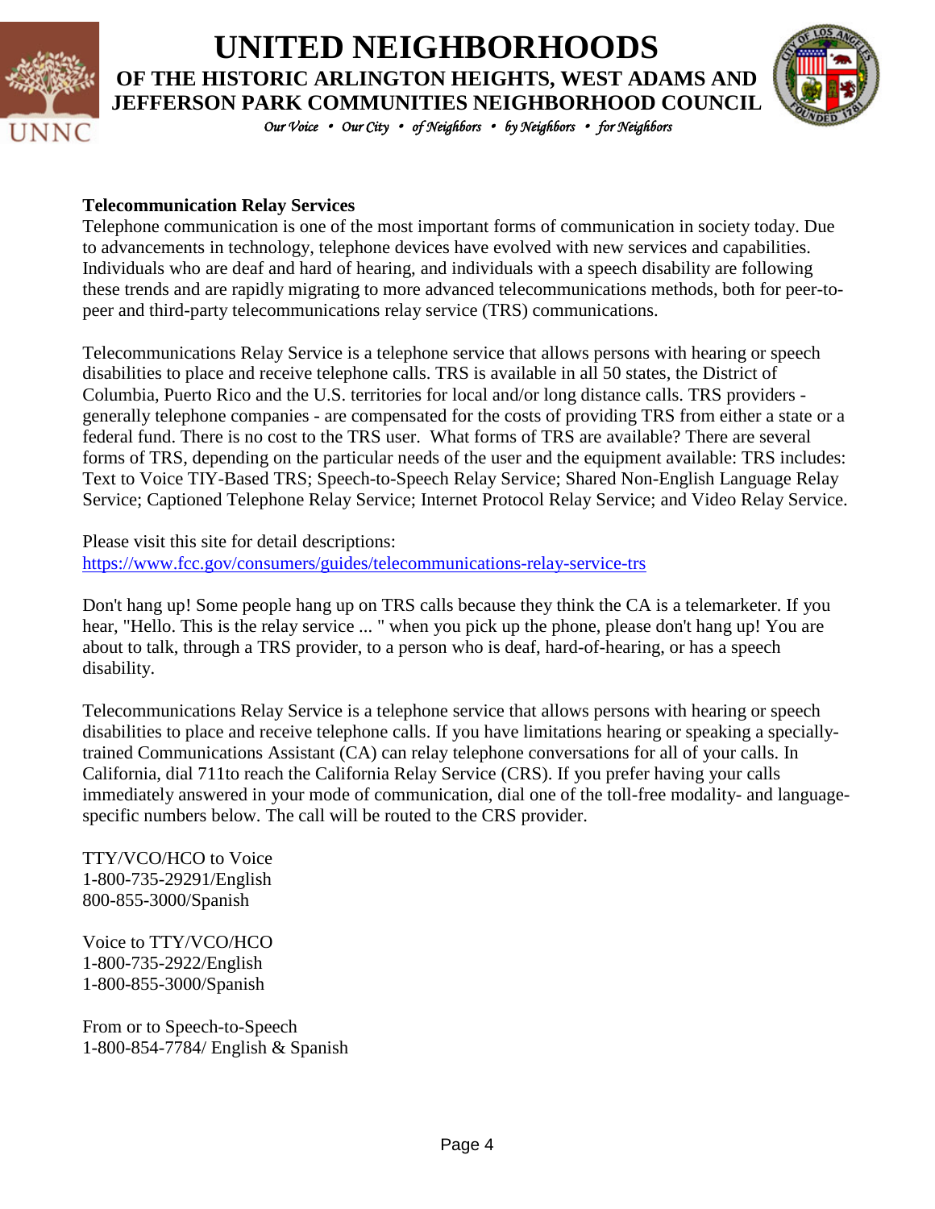# UNITED NEIGHBORHOODS
## OF THE HISTORIC ARLINGTON HEIGHTS, WEST ADAMS AND JEFFERSON PARK COMMUNITIES NEIGHBORHOOD COUNCIL

*Our Voice • Our City • of Neighbors • by Neighbors • for Neighbors*

**Telecommunication Relay Services**

Telephone communication is one of the most important forms of communication in society today. Due to advancements in technology, telephone devices have evolved with new services and capabilities. Individuals who are deaf and hard of hearing, and individuals with a speech disability are following these trends and are rapidly migrating to more advanced telecommunications methods, both for peer-to-peer and third-party telecommunications relay service (TRS) communications.

Telecommunications Relay Service is a telephone service that allows persons with hearing or speech disabilities to place and receive telephone calls. TRS is available in all 50 states, the District of Columbia, Puerto Rico and the U.S. territories for local and/or long distance calls. TRS providers - generally telephone companies - are compensated for the costs of providing TRS from either a state or a federal fund. There is no cost to the TRS user. What forms of TRS are available? There are several forms of TRS, depending on the particular needs of the user and the equipment available: TRS includes: Text to Voice TIY-Based TRS; Speech-to-Speech Relay Service; Shared Non-English Language Relay Service; Captioned Telephone Relay Service; Internet Protocol Relay Service; and Video Relay Service.

Please visit this site for detail descriptions:
https://www.fcc.gov/consumers/guides/telecommunications-relay-service-trs

Don't hang up! Some people hang up on TRS calls because they think the CA is a telemarketer. If you hear, "Hello. This is the relay service ... " when you pick up the phone, please don't hang up! You are about to talk, through a TRS provider, to a person who is deaf, hard-of-hearing, or has a speech disability.

Telecommunications Relay Service is a telephone service that allows persons with hearing or speech disabilities to place and receive telephone calls. If you have limitations hearing or speaking a specially-trained Communications Assistant (CA) can relay telephone conversations for all of your calls. In California, dial 711to reach the California Relay Service (CRS). If you prefer having your calls immediately answered in your mode of communication, dial one of the toll-free modality- and language-specific numbers below. The call will be routed to the CRS provider.

TTY/VCO/HCO to Voice
1-800-735-29291/English
800-855-3000/Spanish

Voice to TTY/VCO/HCO
1-800-735-2922/English
1-800-855-3000/Spanish

From or to Speech-to-Speech
1-800-854-7784/ English & Spanish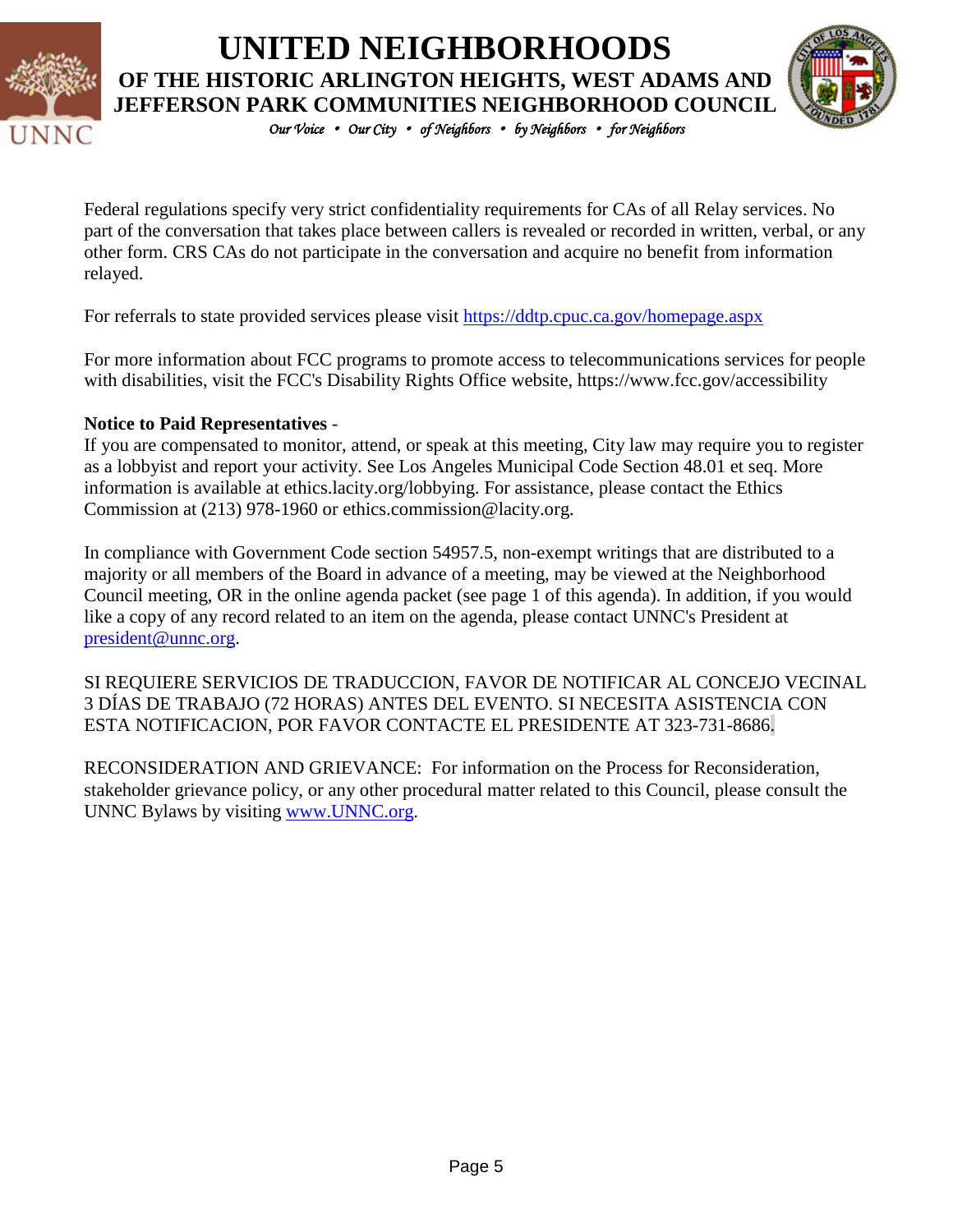Federal regulations specify very strict confidentiality requirements for CAs of all Relay services. No part of the conversation that takes place between callers is revealed or recorded in written, verbal, or any other form. CRS CAs do not participate in the conversation and acquire no benefit from information relayed.

For referrals to state provided services please visit https://ddtp.cpuc.ca.gov/homepage.aspx

For more information about FCC programs to promote access to telecommunications services for people with disabilities, visit the FCC's Disability Rights Office website, https://www.fcc.gov/accessibility

**Notice to Paid Representatives** -
If you are compensated to monitor, attend, or speak at this meeting, City law may require you to register as a lobbyist and report your activity. See Los Angeles Municipal Code Section 48.01 et seq. More information is available at ethics.lacity.org/lobbying. For assistance, please contact the Ethics Commission at (213) 978-1960 or ethics.commission@lacity.org.

In compliance with Government Code section 54957.5, non-exempt writings that are distributed to a majority or all members of the Board in advance of a meeting, may be viewed at the Neighborhood Council meeting, OR in the online agenda packet (see page 1 of this agenda). In addition, if you would like a copy of any record related to an item on the agenda, please contact UNNC's President at president@unnc.org.

SI REQUIERE SERVICIOS DE TRADUCCION, FAVOR DE NOTIFICAR AL CONCEJO VECINAL 3 DÍAS DE TRABAJO (72 HORAS) ANTES DEL EVENTO. SI NECESITA ASISTENCIA CON ESTA NOTIFICACION, POR FAVOR CONTACTE EL PRESIDENTE AT 323-731-8686.

RECONSIDERATION AND GRIEVANCE: For information on the Process for Reconsideration, stakeholder grievance policy, or any other procedural matter related to this Council, please consult the UNNC Bylaws by visiting www.UNNC.org.